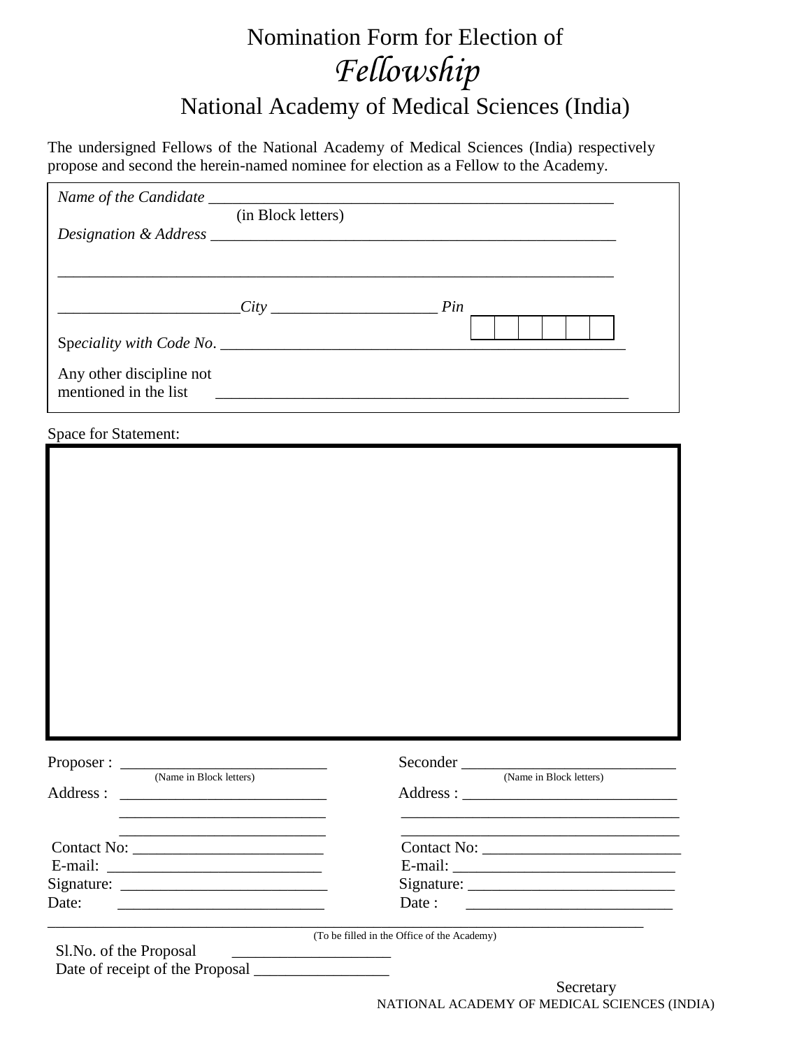# Nomination Form for Election of *Fellowship*

## National Academy of Medical Sciences (India)

The undersigned Fellows of the National Academy of Medical Sciences (India) respectively propose and second the herein-named nominee for election as a Fellow to the Academy.

*Name of the Candidate* ____________________________________________________
(in Block letters)

*Designation & Address* ____________________________________________________

________________________________________________________________________

______________________ *City* ____________________ *Pin* | | | | | | |

*Speciality with Code No.* _________________________________________________

Any other discipline not mentioned in the list ____________________________________________________

Space for Statement:

|  |
|---|
|  |

Proposer : __________________________
(Name in Block letters)

Address : __________________________

__________________________

__________________________

Contact No: ________________________

E-mail: ___________________________

Signature: __________________________

Date: __________________________

Seconder ___________________________
(Name in Block letters)

Address : ___________________________

___________________________________

___________________________________

Contact No: _________________________

E-mail: ____________________________

Signature: __________________________

Date : __________________________

_______________________________________________________________________________

(To be filled in the Office of the Academy)

Sl.No. of the Proposal ____________________

Date of receipt of the Proposal _________________

Secretary
NATIONAL ACADEMY OF MEDICAL SCIENCES (INDIA)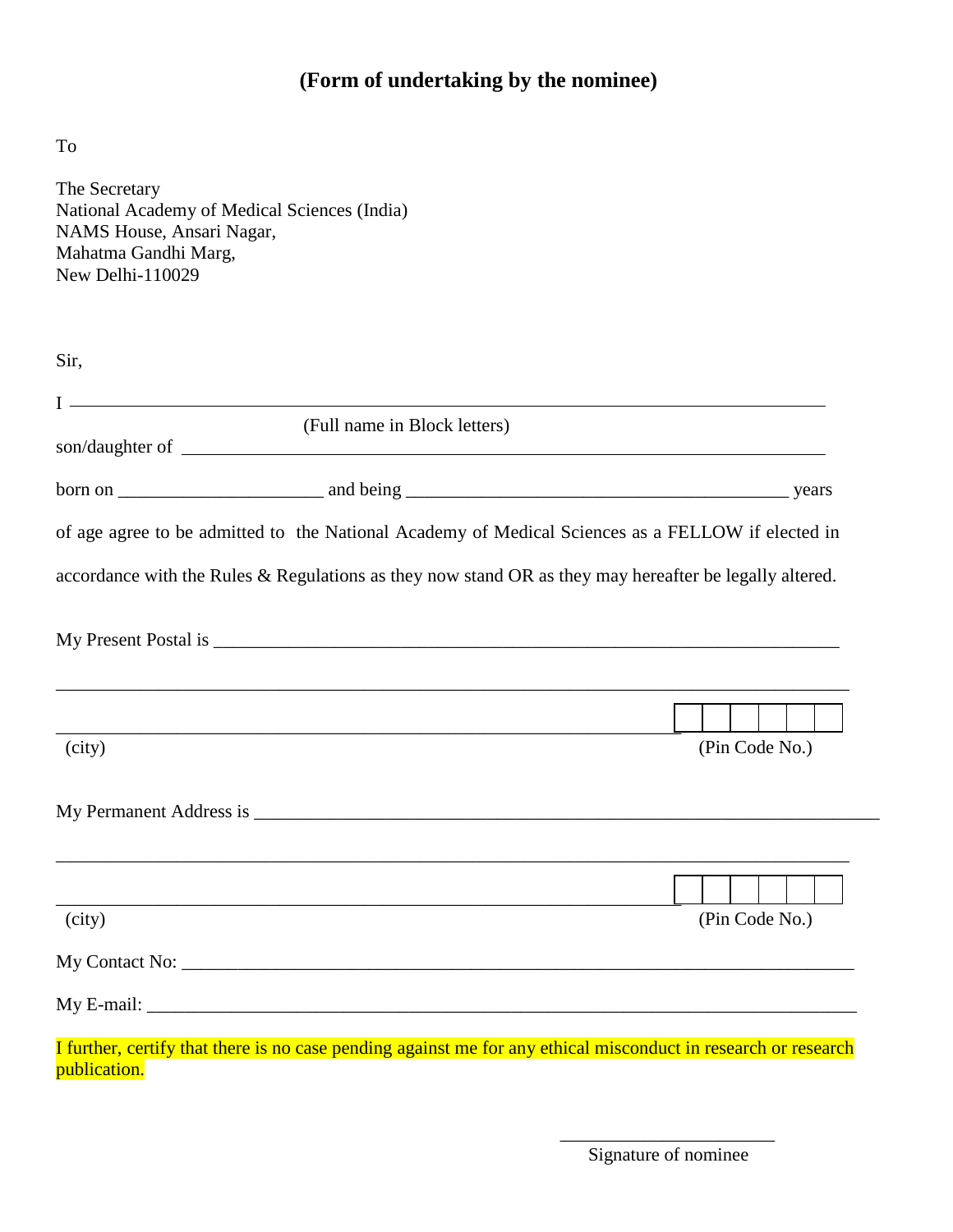## (Form of undertaking by the nominee)

To

The Secretary
National Academy of Medical Sciences (India)
NAMS House, Ansari Nagar,
Mahatma Gandhi Marg,
New Delhi-110029

Sir,

I ______________________________________________________________________________
(Full name in Block letters)

son/daughter of ______________________________________________________________________

born on ______________________ and being ________________________________________ years

of age agree to be admitted to the National Academy of Medical Sciences as a FELLOW if elected in accordance with the Rules & Regulations as they now stand OR as they may hereafter be legally altered.

My Present Postal is ______________________________________________________________________

__________________________________________________________________________________________

__________________________________________________________________ | | | | | | |

(city) (Pin Code No.)

My Permanent Address is ______________________________________________________________________

__________________________________________________________________________________________

__________________________________________________________________ | | | | | | |

(city) (Pin Code No.)

My Contact No: ______________________________________________________________________

My E-mail: __________________________________________________________________________

I further, certify that there is no case pending against me for any ethical misconduct in research or research publication.

_______________________
Signature of nominee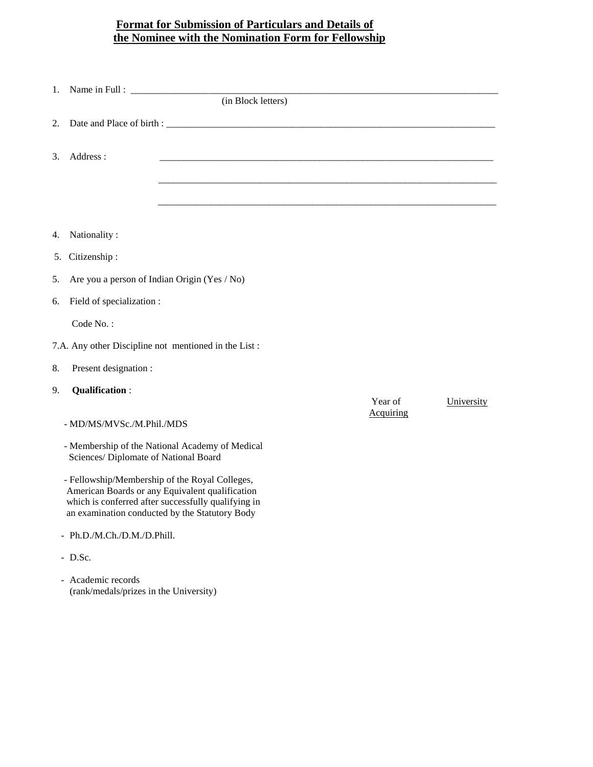# Format for Submission of Particulars and Details of the Nominee with the Nomination Form for Fellowship

1. Name in Full : ______________________________________________
   (in Block letters)

2. Date and Place of birth : ______________________________________________

3. Address : ______________________________________________

   ______________________________________________

   ______________________________________________

4. Nationality :

5. Citizenship :

5. Are you a person of Indian Origin (Yes / No)

6. Field of specialization :

   Code No. :

7.A. Any other Discipline not mentioned in the List :

8. Present designation :

9. **Qualification** :

| | Year of Acquiring | University |
|---|---|---|
| - MD/MS/MVSc./M.Phil./MDS | | |
| - Membership of the National Academy of Medical Sciences/ Diplomate of National Board | | |
| - Fellowship/Membership of the Royal Colleges, American Boards or any Equivalent qualification which is conferred after successfully qualifying in an examination conducted by the Statutory Body | | |
| - Ph.D./M.Ch./D.M./D.Phill. | | |
| - D.Sc. | | |
| - Academic records (rank/medals/prizes in the University) | | |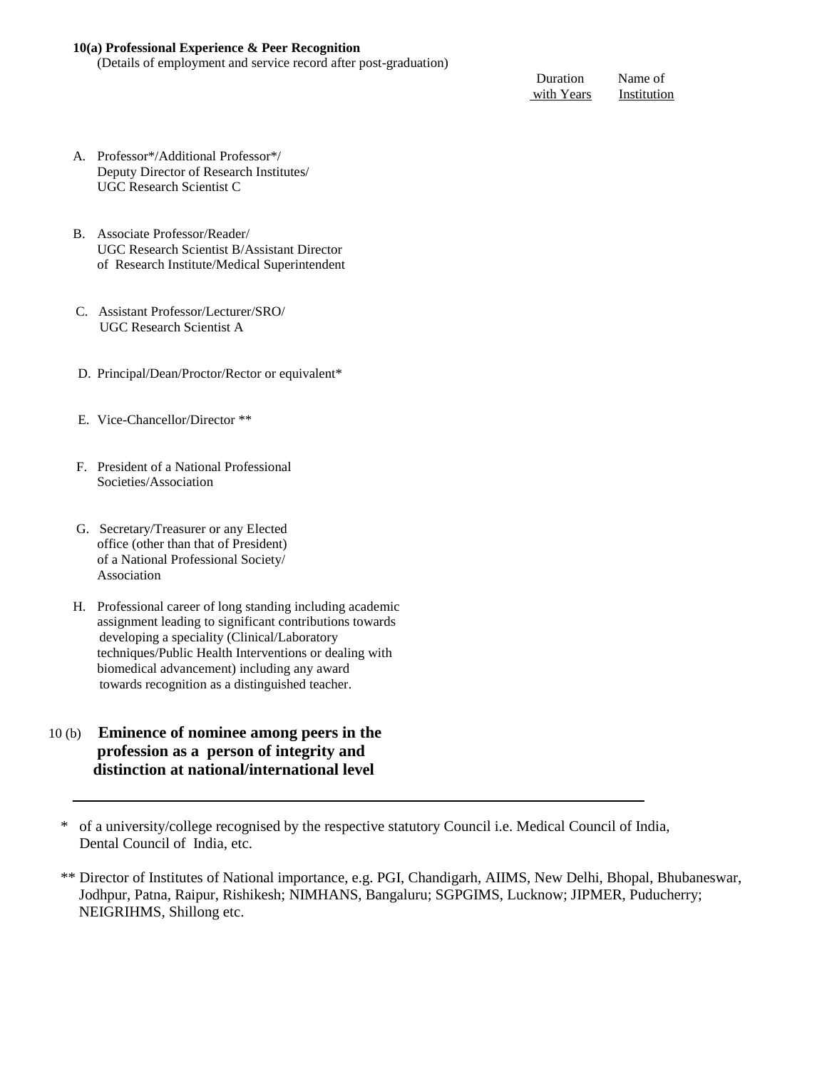**10(a) Professional Experience & Peer Recognition**

(Details of employment and service record after post-graduation)

| | Duration with Years | Name of Institution |
|---|---|---|
| A. Professor*/Additional Professor*/ Deputy Director of Research Institutes/ UGC Research Scientist C | | |
| B. Associate Professor/Reader/ UGC Research Scientist B/Assistant Director of Research Institute/Medical Superintendent | | |
| C. Assistant Professor/Lecturer/SRO/ UGC Research Scientist A | | |
| D. Principal/Dean/Proctor/Rector or equivalent* | | |
| E. Vice-Chancellor/Director ** | | |
| F. President of a National Professional Societies/Association | | |
| G. Secretary/Treasurer or any Elected office (other than that of President) of a National Professional Society/ Association | | |
| H. Professional career of long standing including academic assignment leading to significant contributions towards developing a speciality (Clinical/Laboratory techniques/Public Health Interventions or dealing with biomedical advancement) including any award towards recognition as a distinguished teacher. | | |

10 (b) **Eminence of nominee among peers in the profession as a person of integrity and distinction at national/international level**

---

\* of a university/college recognised by the respective statutory Council i.e. Medical Council of India, Dental Council of India, etc.

\*\* Director of Institutes of National importance, e.g. PGI, Chandigarh, AIIMS, New Delhi, Bhopal, Bhubaneswar, Jodhpur, Patna, Raipur, Rishikesh; NIMHANS, Bangaluru; SGPGIMS, Lucknow; JIPMER, Puducherry; NEIGRIHMS, Shillong etc.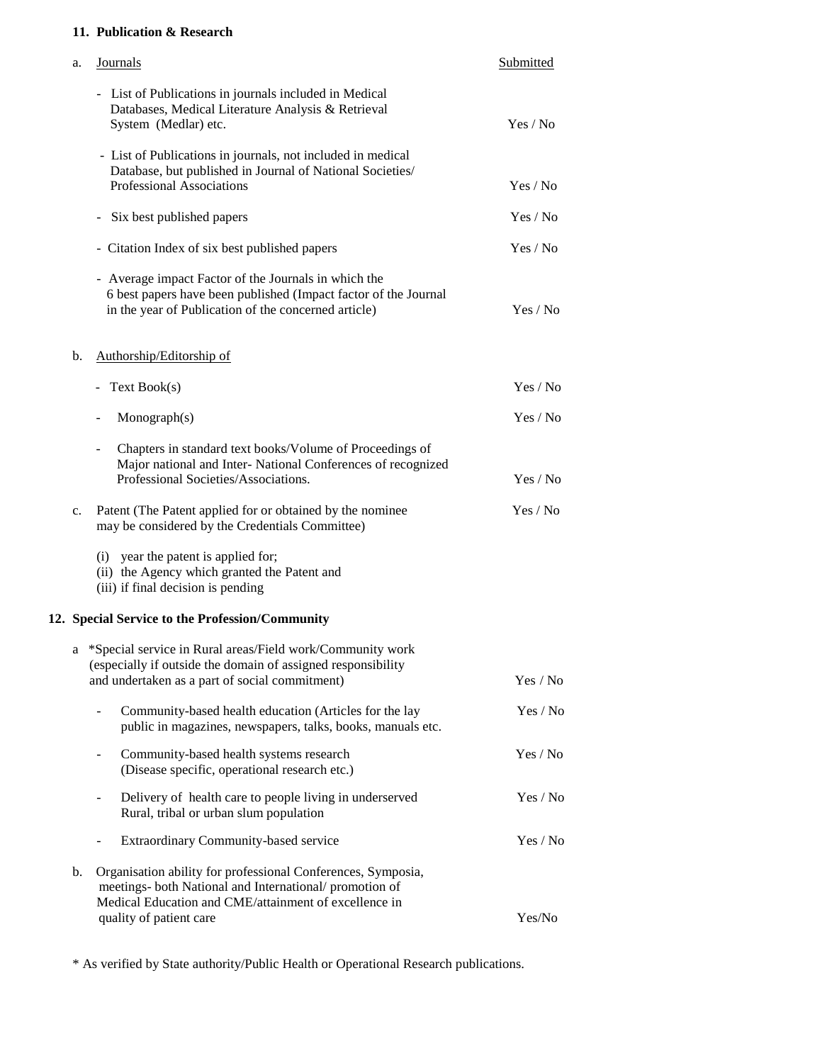**11. Publication & Research**

| a. Journals | Submitted |
|---|---|
| - List of Publications in journals included in Medical Databases, Medical Literature Analysis & Retrieval System (Medlar) etc. | Yes / No |
| - List of Publications in journals, not included in medical Database, but published in Journal of National Societies/ Professional Associations | Yes / No |
| - Six best published papers | Yes / No |
| - Citation Index of six best published papers | Yes / No |
| - Average impact Factor of the Journals in which the 6 best papers have been published (Impact factor of the Journal in the year of Publication of the concerned article) | Yes / No |
| **b. Authorship/Editorship of** | |
| - Text Book(s) | Yes / No |
| - Monograph(s) | Yes / No |
| - Chapters in standard text books/Volume of Proceedings of Major national and Inter- National Conferences of recognized Professional Societies/Associations. | Yes / No |
| c. Patent (The Patent applied for or obtained by the nominee may be considered by the Credentials Committee) | Yes / No |

(i) year the patent is applied for;
(ii) the Agency which granted the Patent and
(iii) if final decision is pending

**12. Special Service to the Profession/Community**

| | |
|---|---|
| a *Special service in Rural areas/Field work/Community work (especially if outside the domain of assigned responsibility and undertaken as a part of social commitment) | Yes / No |
| - Community-based health education (Articles for the lay public in magazines, newspapers, talks, books, manuals etc. | Yes / No |
| - Community-based health systems research (Disease specific, operational research etc.) | Yes / No |
| - Delivery of health care to people living in underserved Rural, tribal or urban slum population | Yes / No |
| - Extraordinary Community-based service | Yes / No |
| b. Organisation ability for professional Conferences, Symposia, meetings- both National and International/ promotion of Medical Education and CME/attainment of excellence in quality of patient care | Yes/No |

* As verified by State authority/Public Health or Operational Research publications.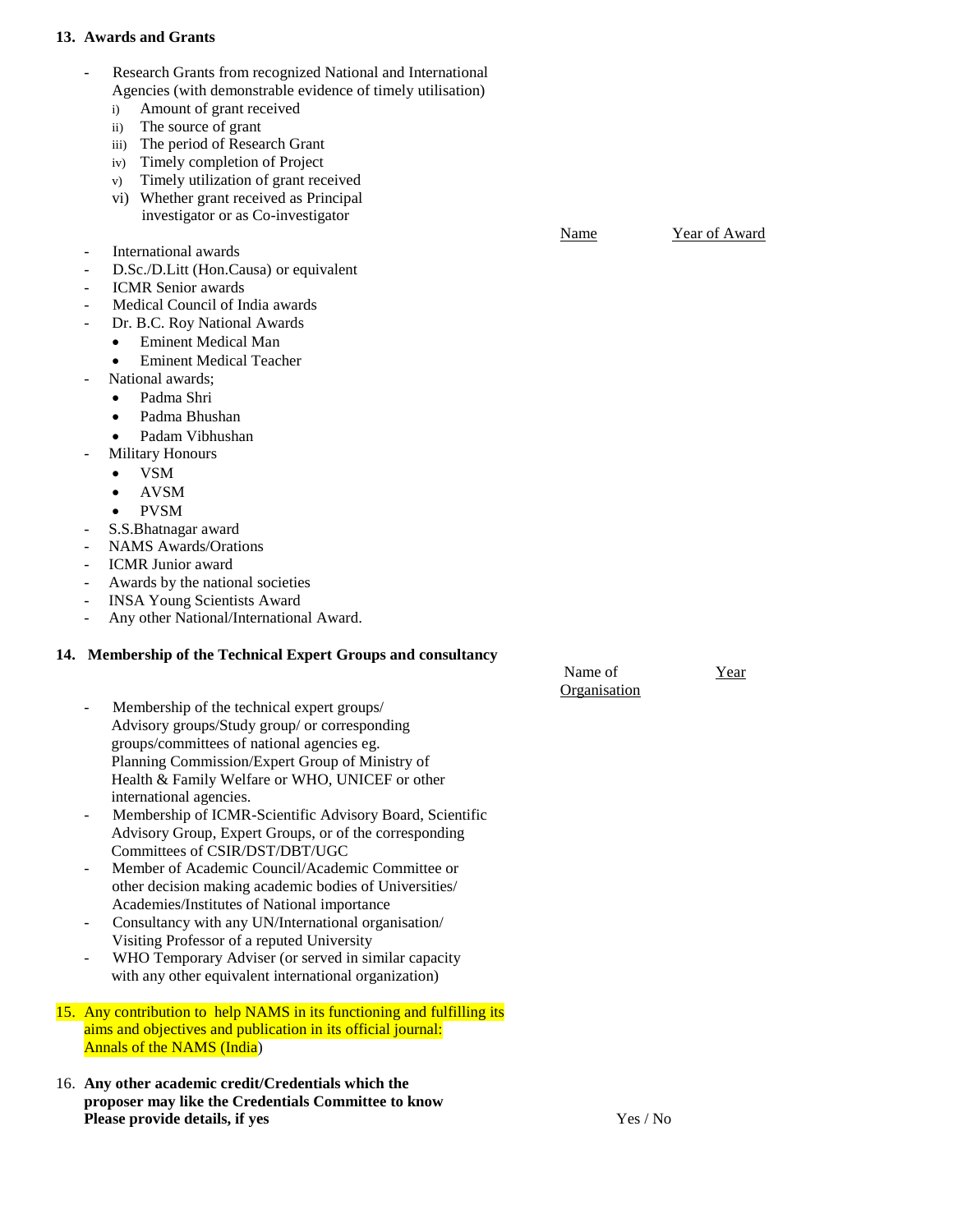**13. Awards and Grants**

- Research Grants from recognized National and International Agencies (with demonstrable evidence of timely utilisation)
  - i) Amount of grant received
  - ii) The source of grant
  - iii) The period of Research Grant
  - iv) Timely completion of Project
  - v) Timely utilization of grant received
  - vi) Whether grant received as Principal investigator or as Co-investigator

Name | Year of Award

- International awards
- D.Sc./D.Litt (Hon.Causa) or equivalent
- ICMR Senior awards
- Medical Council of India awards
- Dr. B.C. Roy National Awards
  - Eminent Medical Man
  - Eminent Medical Teacher
- National awards;
  - Padma Shri
  - Padma Bhushan
  - Padam Vibhushan
- Military Honours
  - VSM
  - AVSM
  - PVSM
- S.S.Bhatnagar award
- NAMS Awards/Orations
- ICMR Junior award
- Awards by the national societies
- INSA Young Scientists Award
- Any other National/International Award.

**14. Membership of the Technical Expert Groups and consultancy**

Name of Organisation | Year

- Membership of the technical expert groups/ Advisory groups/Study group/ or corresponding groups/committees of national agencies eg. Planning Commission/Expert Group of Ministry of Health & Family Welfare or WHO, UNICEF or other international agencies.
- Membership of ICMR-Scientific Advisory Board, Scientific Advisory Group, Expert Groups, or of the corresponding Committees of CSIR/DST/DBT/UGC
- Member of Academic Council/Academic Committee or other decision making academic bodies of Universities/ Academies/Institutes of National importance
- Consultancy with any UN/International organisation/ Visiting Professor of a reputed University
- WHO Temporary Adviser (or served in similar capacity with any other equivalent international organization)

15. Any contribution to help NAMS in its functioning and fulfilling its aims and objectives and publication in its official journal: Annals of the NAMS (India)

16. **Any other academic credit/Credentials which the proposer may like the Credentials Committee to know Please provide details, if yes**

Yes / No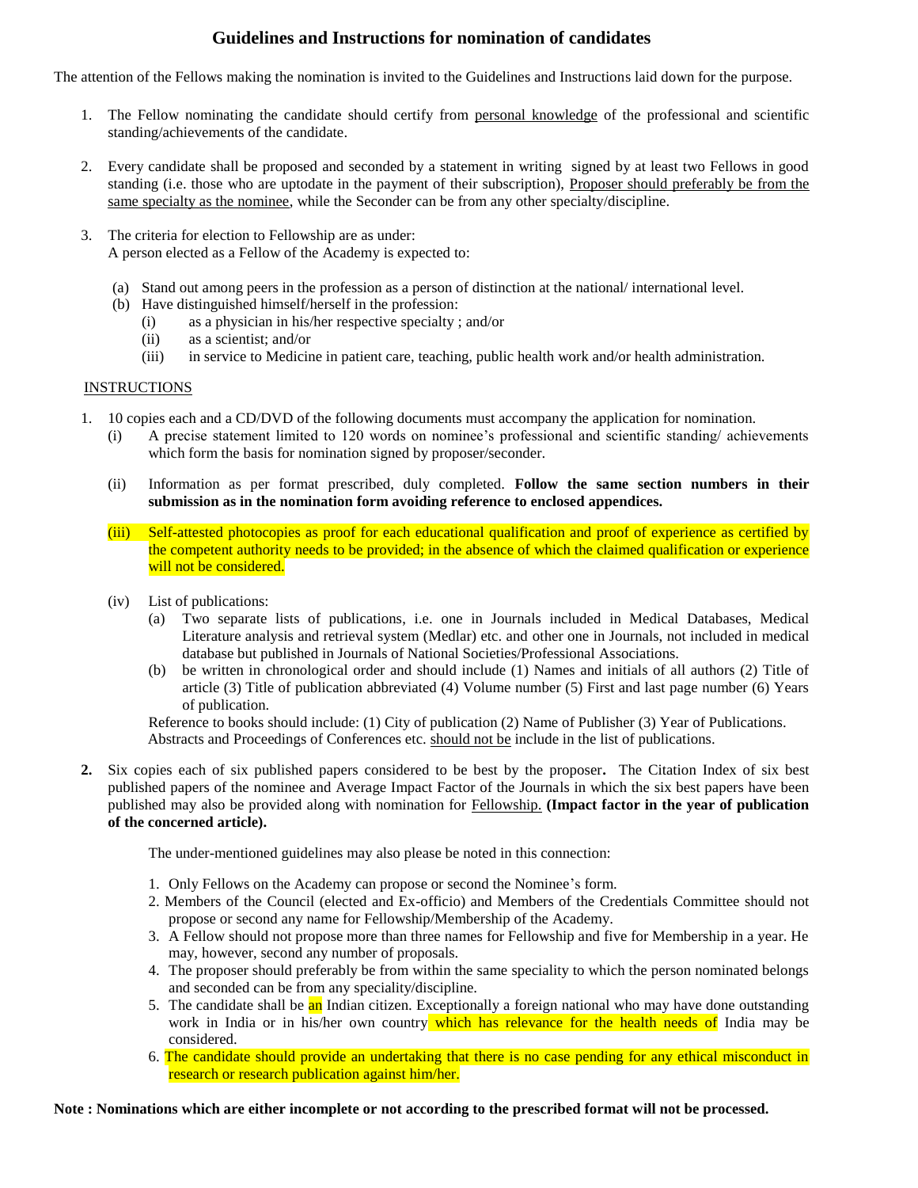# Guidelines and Instructions for nomination of candidates

The attention of the Fellows making the nomination is invited to the Guidelines and Instructions laid down for the purpose.

1. The Fellow nominating the candidate should certify from personal knowledge of the professional and scientific standing/achievements of the candidate.

2. Every candidate shall be proposed and seconded by a statement in writing signed by at least two Fellows in good standing (i.e. those who are uptodate in the payment of their subscription), Proposer should preferably be from the same specialty as the nominee, while the Seconder can be from any other specialty/discipline.

3. The criteria for election to Fellowship are as under:
   A person elected as a Fellow of the Academy is expected to:

   (a) Stand out among peers in the profession as a person of distinction at the national/ international level.
   (b) Have distinguished himself/herself in the profession:
      (i) as a physician in his/her respective specialty ; and/or
      (ii) as a scientist; and/or
      (iii) in service to Medicine in patient care, teaching, public health work and/or health administration.

## INSTRUCTIONS

1. 10 copies each and a CD/DVD of the following documents must accompany the application for nomination.
   (i) A precise statement limited to 120 words on nominee's professional and scientific standing/ achievements which form the basis for nomination signed by proposer/seconder.

   (ii) Information as per format prescribed, duly completed. **Follow the same section numbers in their submission as in the nomination form avoiding reference to enclosed appendices.**

   (iii) Self-attested photocopies as proof for each educational qualification and proof of experience as certified by the competent authority needs to be provided; in the absence of which the claimed qualification or experience will not be considered.

   (iv) List of publications:
      (a) Two separate lists of publications, i.e. one in Journals included in Medical Databases, Medical Literature analysis and retrieval system (Medlar) etc. and other one in Journals, not included in medical database but published in Journals of National Societies/Professional Associations.
      (b) be written in chronological order and should include (1) Names and initials of all authors (2) Title of article (3) Title of publication abbreviated (4) Volume number (5) First and last page number (6) Years of publication.

   Reference to books should include: (1) City of publication (2) Name of Publisher (3) Year of Publications.
   Abstracts and Proceedings of Conferences etc. should not be include in the list of publications.

**2.** Six copies each of six published papers considered to be best by the proposer**.** The Citation Index of six best published papers of the nominee and Average Impact Factor of the Journals in which the six best papers have been published may also be provided along with nomination for Fellowship. **(Impact factor in the year of publication of the concerned article).**

   The under-mentioned guidelines may also please be noted in this connection:

   1. Only Fellows on the Academy can propose or second the Nominee's form.
   2. Members of the Council (elected and Ex-officio) and Members of the Credentials Committee should not propose or second any name for Fellowship/Membership of the Academy.
   3. A Fellow should not propose more than three names for Fellowship and five for Membership in a year. He may, however, second any number of proposals.
   4. The proposer should preferably be from within the same speciality to which the person nominated belongs and seconded can be from any speciality/discipline.
   5. The candidate shall be an Indian citizen. Exceptionally a foreign national who may have done outstanding work in India or in his/her own country which has relevance for the health needs of India may be considered.
   6. The candidate should provide an undertaking that there is no case pending for any ethical misconduct in research or research publication against him/her.

**Note : Nominations which are either incomplete or not according to the prescribed format will not be processed.**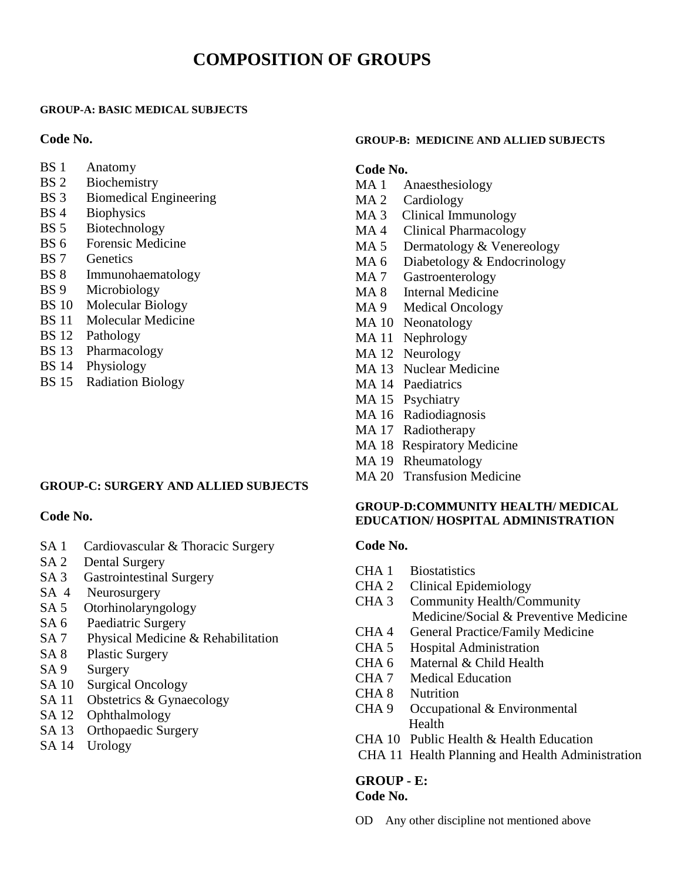# COMPOSITION OF GROUPS

#### GROUP-A: BASIC MEDICAL SUBJECTS

**Code No.**

- BS 1 Anatomy
- BS 2 Biochemistry
- BS 3 Biomedical Engineering
- BS 4 Biophysics
- BS 5 Biotechnology
- BS 6 Forensic Medicine
- BS 7 Genetics
- BS 8 Immunohaematology
- BS 9 Microbiology
- BS 10 Molecular Biology
- BS 11 Molecular Medicine
- BS 12 Pathology
- BS 13 Pharmacology
- BS 14 Physiology
- BS 15 Radiation Biology

#### GROUP-B: MEDICINE AND ALLIED SUBJECTS

**Code No.**

- MA 1 Anaesthesiology
- MA 2 Cardiology
- MA 3 Clinical Immunology
- MA 4 Clinical Pharmacology
- MA 5 Dermatology & Venereology
- MA 6 Diabetology & Endocrinology
- MA 7 Gastroenterology
- MA 8 Internal Medicine
- MA 9 Medical Oncology
- MA 10 Neonatology
- MA 11 Nephrology
- MA 12 Neurology
- MA 13 Nuclear Medicine
- MA 14 Paediatrics
- MA 15 Psychiatry
- MA 16 Radiodiagnosis
- MA 17 Radiotherapy
- MA 18 Respiratory Medicine
- MA 19 Rheumatology
- MA 20 Transfusion Medicine

#### GROUP-C: SURGERY AND ALLIED SUBJECTS

**Code No.**

- SA 1 Cardiovascular & Thoracic Surgery
- SA 2 Dental Surgery
- SA 3 Gastrointestinal Surgery
- SA 4 Neurosurgery
- SA 5 Otorhinolaryngology
- SA 6 Paediatric Surgery
- SA 7 Physical Medicine & Rehabilitation
- SA 8 Plastic Surgery
- SA 9 Surgery
- SA 10 Surgical Oncology
- SA 11 Obstetrics & Gynaecology
- SA 12 Ophthalmology
- SA 13 Orthopaedic Surgery
- SA 14 Urology

#### GROUP-D:COMMUNITY HEALTH/ MEDICAL EDUCATION/ HOSPITAL ADMINISTRATION

**Code No.**

- CHA 1 Biostatistics
- CHA 2 Clinical Epidemiology
- CHA 3 Community Health/Community Medicine/Social & Preventive Medicine
- CHA 4 General Practice/Family Medicine
- CHA 5 Hospital Administration
- CHA 6 Maternal & Child Health
- CHA 7 Medical Education
- CHA 8 Nutrition
- CHA 9 Occupational & Environmental Health
- CHA 10 Public Health & Health Education
- CHA 11 Health Planning and Health Administration

#### GROUP - E:

**Code No.**

- OD Any other discipline not mentioned above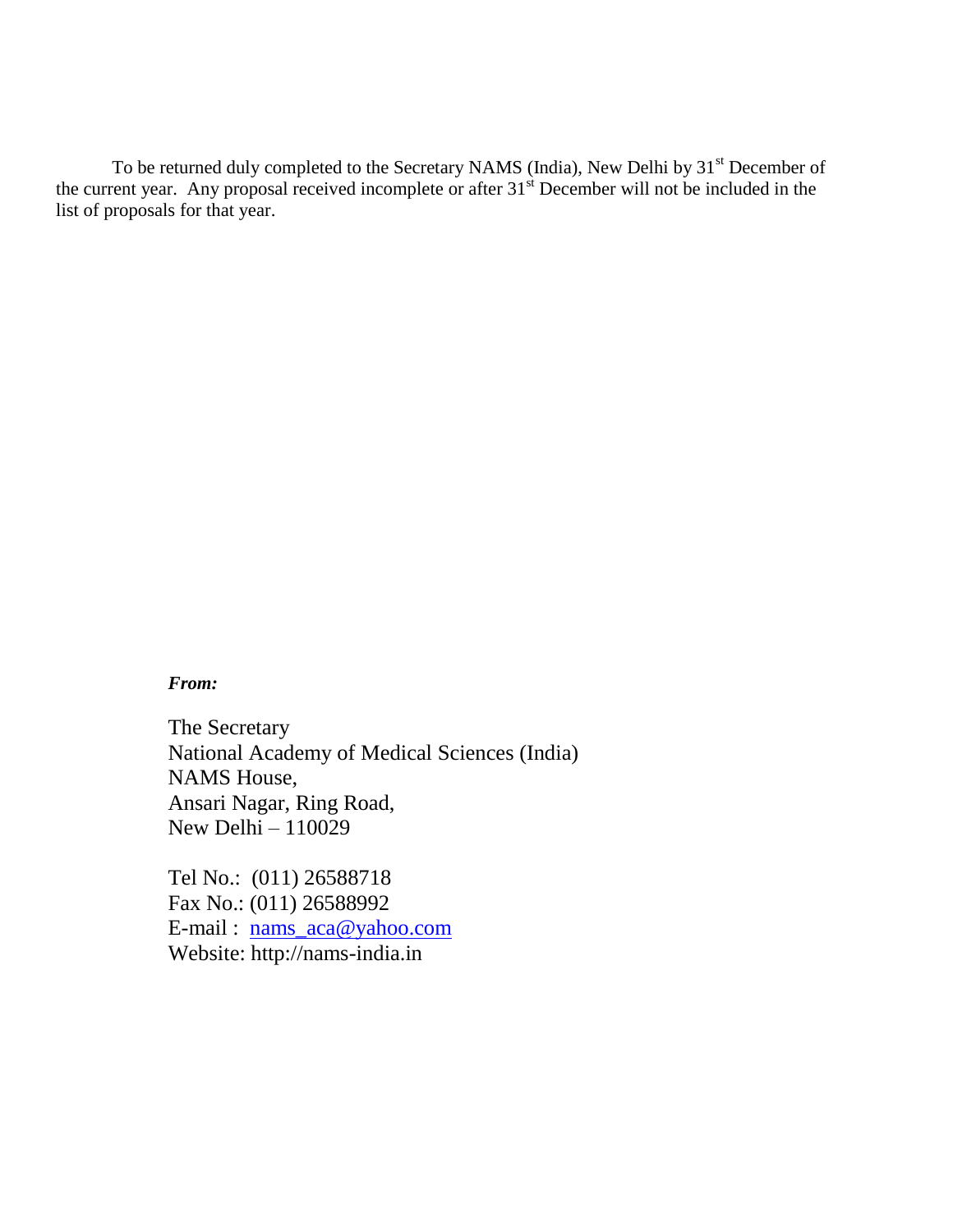To be returned duly completed to the Secretary NAMS (India), New Delhi by 31st December of the current year. Any proposal received incomplete or after 31st December will not be included in the list of proposals for that year.

***From:***

The Secretary
National Academy of Medical Sciences (India)
NAMS House,
Ansari Nagar, Ring Road,
New Delhi – 110029

Tel No.: (011) 26588718
Fax No.: (011) 26588992
E-mail : nams_aca@yahoo.com
Website: http://nams-india.in